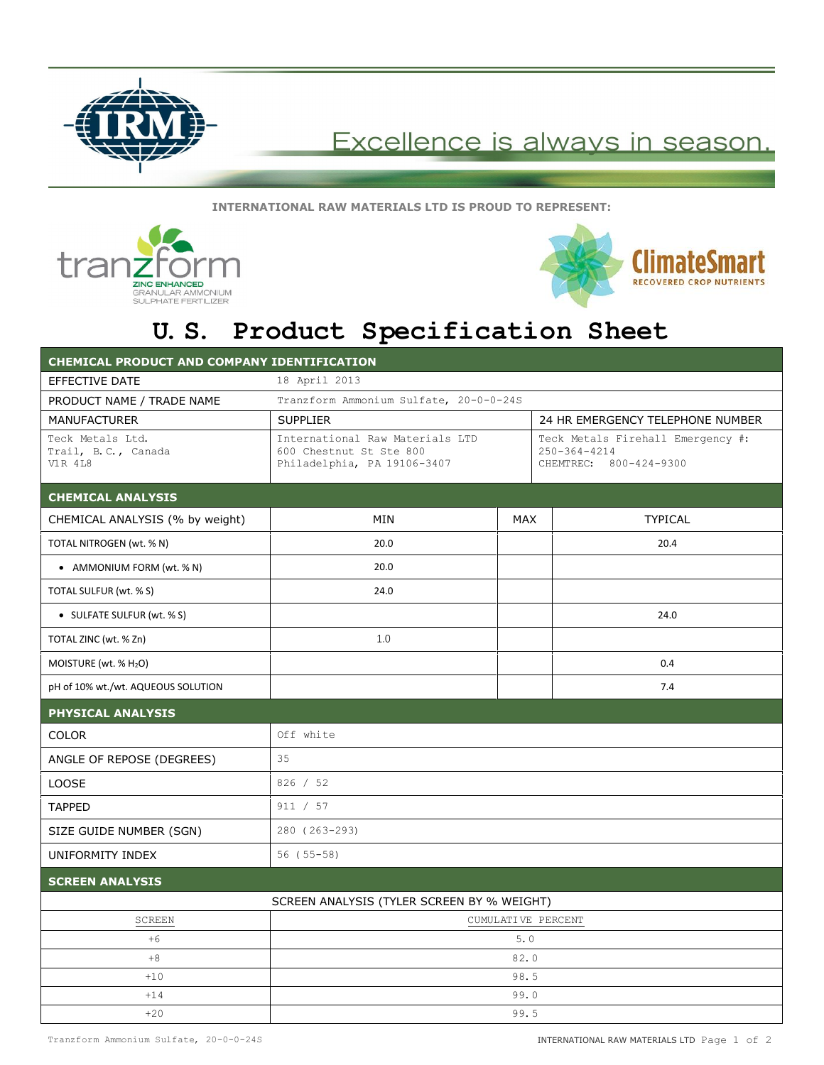Excellence is always in season.

**INTERNATIONAL RAW MATERIALS LTD IS PROUD TO REPRESENT:**

tranzform ZINC ENHANCED GRANULAR AMMONIUM SULPHATE FERTILIZER

ClimateSmart RECOVERED CROP NUTRIENTS

# U. S. Product Specification Sheet

| CHEMICAL PRODUCT AND COMPANY IDENTIFICATION | | |
|---|---|---|
| EFFECTIVE DATE | 18 April 2013 | |
| PRODUCT NAME / TRADE NAME | Tranzform Ammonium Sulfate, 20-0-0-24S | |
| MANUFACTURER | SUPPLIER | 24 HR EMERGENCY TELEPHONE NUMBER |
| Teck Metals Ltd.<br>Trail, B.C., Canada<br>V1R 4L8 | International Raw Materials LTD<br>600 Chestnut St Ste 800<br>Philadelphia, PA 19106-3407 | Teck Metals Firehall Emergency #: 250-364-4214<br>CHEMTREC: 800-424-9300 |

| CHEMICAL ANALYSIS | | | |
|---|---|---|---|
| CHEMICAL ANALYSIS (% by weight) | MIN | MAX | TYPICAL |
| TOTAL NITROGEN (wt. % N) | 20.0 | | 20.4 |
| • AMMONIUM FORM (wt. % N) | 20.0 | | |
| TOTAL SULFUR (wt. % S) | 24.0 | | |
| • SULFATE SULFUR (wt. % S) | | | 24.0 |
| TOTAL ZINC (wt. % Zn) | 1.0 | | |
| MOISTURE (wt. % $H_2O$) | | | 0.4 |
| pH of 10% wt./wt. AQUEOUS SOLUTION | | | 7.4 |

| PHYSICAL ANALYSIS | |
|---|---|
| COLOR | Off white |
| ANGLE OF REPOSE (DEGREES) | 35 |
| LOOSE | 826 / 52 |
| TAPPED | 911 / 57 |
| SIZE GUIDE NUMBER (SGN) | 280 (263-293) |
| UNIFORMITY INDEX | 56 (55-58) |

**SCREEN ANALYSIS**

SCREEN ANALYSIS (TYLER SCREEN BY % WEIGHT)

| SCREEN | CUMULATIVE PERCENT |
|---|---|
| +6 | 5.0 |
| +8 | 82.0 |
| +10 | 98.5 |
| +14 | 99.0 |
| +20 | 99.5 |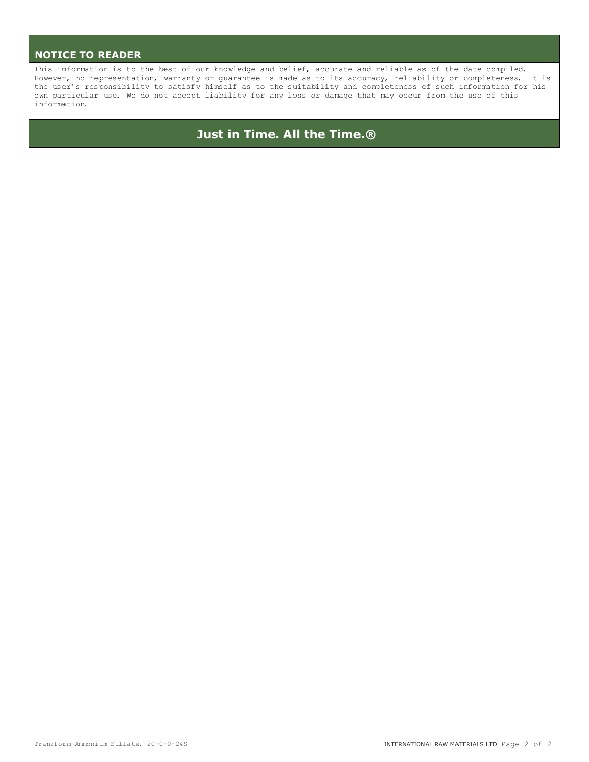## NOTICE TO READER

This information is to the best of our knowledge and belief, accurate and reliable as of the date compiled. However, no representation, warranty or guarantee is made as to its accuracy, reliability or completeness. It is the user's responsibility to satisfy himself as to the suitability and completeness of such information for his own particular use. We do not accept liability for any loss or damage that may occur from the use of this information.

**Just in Time. All the Time.®**